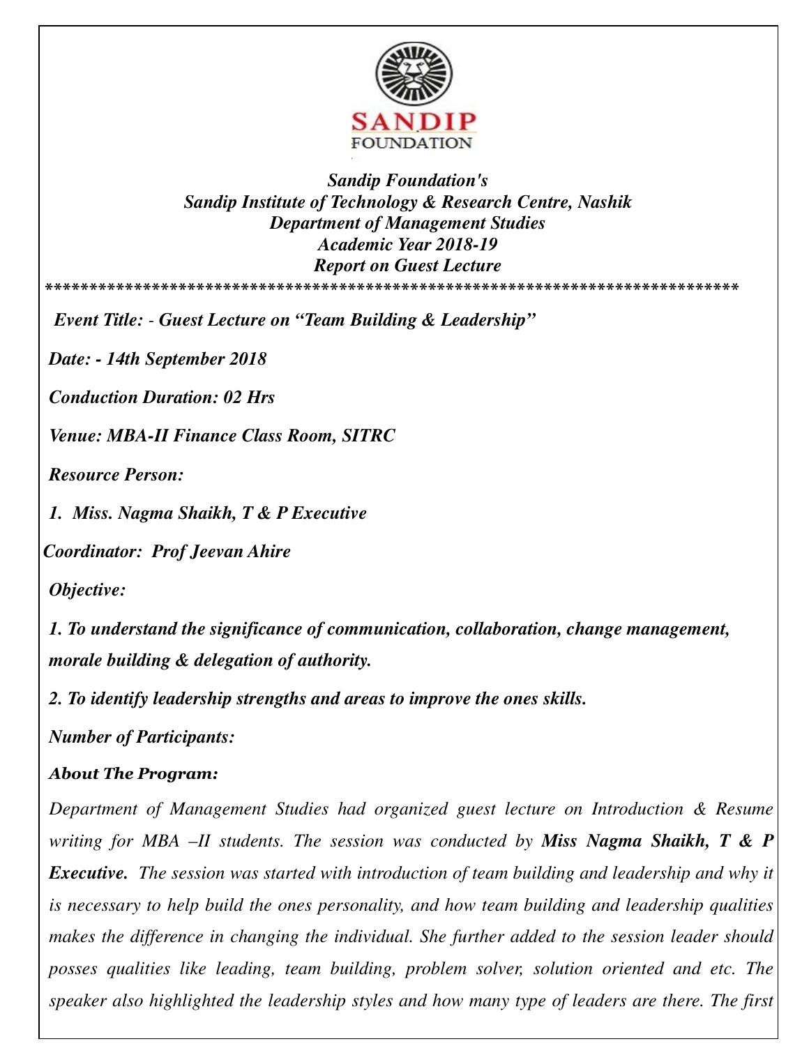SANDIP FOUNDATION

*Sandip Foundation's*
*Sandip Institute of Technology & Research Centre, Nashik*
*Department of Management Studies*
*Academic Year 2018-19*
*Report on Guest Lecture*

********************************************************************************

***Event Title: - Guest Lecture on "Team Building & Leadership"***

***Date: - 14th September 2018***

***Conduction Duration: 02 Hrs***

***Venue: MBA-II Finance Class Room, SITRC***

***Resource Person:***

***1. Miss. Nagma Shaikh, T & P Executive***

***Coordinator: Prof Jeevan Ahire***

***Objective:***

***1. To understand the significance of communication, collaboration, change management, morale building & delegation of authority.***

***2. To identify leadership strengths and areas to improve the ones skills.***

***Number of Participants:***

***About The Program:***

*Department of Management Studies had organized guest lecture on Introduction & Resume writing for MBA –II students. The session was conducted by **Miss Nagma Shaikh, T & P Executive.** The session was started with introduction of team building and leadership and why it is necessary to help build the ones personality, and how team building and leadership qualities makes the difference in changing the individual. She further added to the session leader should posses qualities like leading, team building, problem solver, solution oriented and etc. The speaker also highlighted the leadership styles and how many type of leaders are there. The first*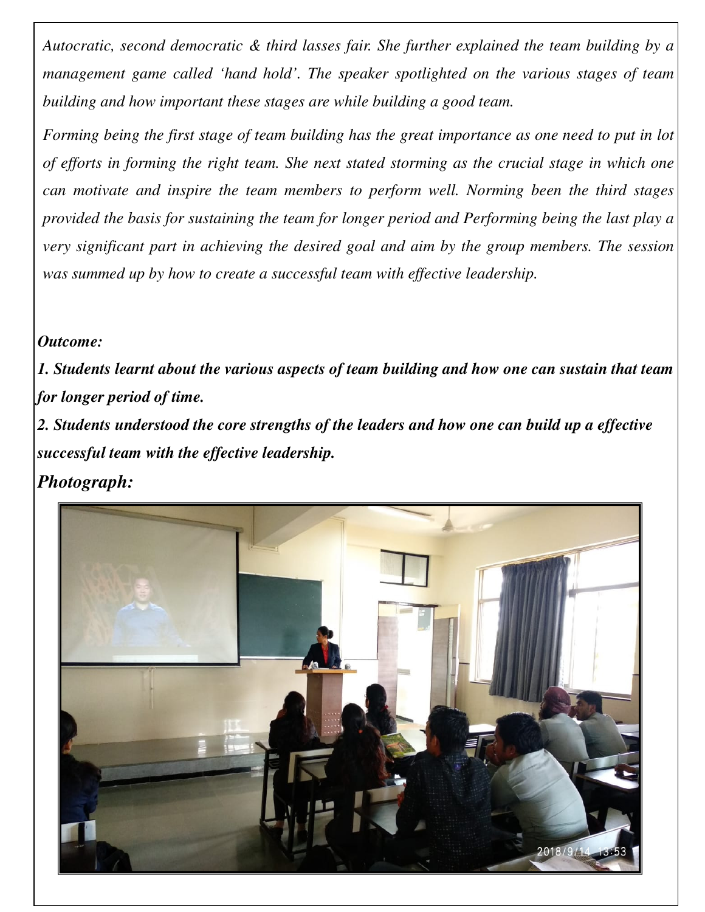*Autocratic, second democratic & third lasses fair. She further explained the team building by a management game called 'hand hold'. The speaker spotlighted on the various stages of team building and how important these stages are while building a good team.*

*Forming being the first stage of team building has the great importance as one need to put in lot of efforts in forming the right team. She next stated storming as the crucial stage in which one can motivate and inspire the team members to perform well. Norming been the third stages provided the basis for sustaining the team for longer period and Performing being the last play a very significant part in achieving the desired goal and aim by the group members. The session was summed up by how to create a successful team with effective leadership.*

***Outcome:***

***1. Students learnt about the various aspects of team building and how one can sustain that team for longer period of time.***

***2. Students understood the core strengths of the leaders and how one can build up a effective successful team with the effective leadership.***

***Photograph:***